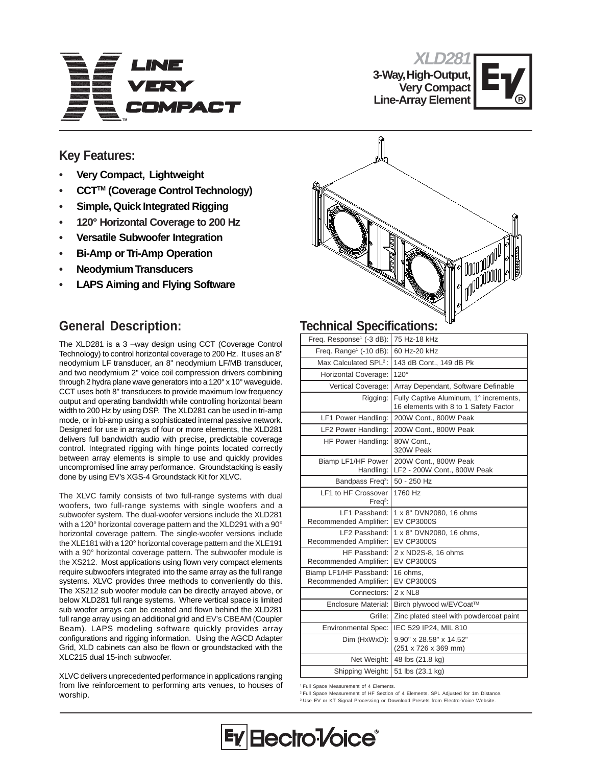# XLD281

**3-Way, High-Output, Very Compact Line-Array Element**

## Key Features:

- **Very Compact, Lightweight**
- **CCT™ (Coverage Control Technology)**
- **Simple, Quick Integrated Rigging**
- **120° Horizontal Coverage to 200 Hz**
- **Versatile Subwoofer Integration**
- **Bi-Amp or Tri-Amp Operation**
- **Neodymium Transducers**
- **LAPS Aiming and Flying Software**

## General Description:

The XLD281 is a 3 –way design using CCT (Coverage Control Technology) to control horizontal coverage to 200 Hz. It uses an 8" neodymium LF transducer, an 8" neodymium LF/MB transducer, and two neodymium 2" voice coil compression drivers combining through 2 hydra plane wave generators into a 120° x 10° waveguide. CCT uses both 8" transducers to provide maximum low frequency output and operating bandwidth while controlling horizontal beam width to 200 Hz by using DSP. The XLD281 can be used in tri-amp mode, or in bi-amp using a sophisticated internal passive network. Designed for use in arrays of four or more elements, the XLD281 delivers full bandwidth audio with precise, predictable coverage control. Integrated rigging with hinge points located correctly between array elements is simple to use and quickly provides uncompromised line array performance. Groundstacking is easily done by using EV's XGS-4 Groundstack Kit for XLVC.

The XLVC family consists of two full-range systems with dual woofers, two full-range systems with single woofers and a subwoofer system. The dual-woofer versions include the XLD281 with a 120° horizontal coverage pattern and the XLD291 with a 90° horizontal coverage pattern. The single-woofer versions include the XLE181 with a 120° horizontal coverage pattern and the XLE191 with a 90° horizontal coverage pattern. The subwoofer module is the XS212. Most applications using flown very compact elements require subwoofers integrated into the same array as the full range systems. XLVC provides three methods to conveniently do this. The XS212 sub woofer module can be directly arrayed above, or below XLD281 full range systems. Where vertical space is limited sub woofer arrays can be created and flown behind the XLD281 full range array using an additional grid and EV's CBEAM (Coupler Beam). LAPS modeling software quickly provides array configurations and rigging information. Using the AGCD Adapter Grid, XLD cabinets can also be flown or groundstacked with the XLC215 dual 15-inch subwoofer.

XLVC delivers unprecedented performance in applications ranging from live reinforcement to performing arts venues, to houses of worship.

## Technical Specifications:

| | |
|---|---|
| Freq. Response[1] (-3 dB): | 75 Hz-18 kHz |
| Freq. Range[1] (-10 dB): | 60 Hz-20 kHz |
| Max Calculated SPL[2]: | 143 dB Cont., 149 dB Pk |
| Horizontal Coverage: | 120° |
| Vertical Coverage: | Array Dependant, Software Definable |
| Rigging: | Fully Captive Aluminum, 1° increments, 16 elements with 8 to 1 Safety Factor |
| LF1 Power Handling: | 200W Cont., 800W Peak |
| LF2 Power Handling: | 200W Cont., 800W Peak |
| HF Power Handling: | 80W Cont., 320W Peak |
| Biamp LF1/HF Power Handling: | 200W Cont., 800W Peak LF2 - 200W Cont., 800W Peak |
| Bandpass Freq[3]: | 50 - 250 Hz |
| LF1 to HF Crossover Freq[3]: | 1760 Hz |
| LF1 Passband: Recommended Amplifier: | 1 x 8" DVN2080, 16 ohms EV CP3000S |
| LF2 Passband: Recommended Amplifier: | 1 x 8" DVN2080, 16 ohms, EV CP3000S |
| HF Passband: Recommended Amplifier: | 2 x ND2S-8, 16 ohms EV CP3000S |
| Biamp LF1/HF Passband: Recommended Amplifier: | 16 ohms, EV CP3000S |
| Connectors: | 2 x NL8 |
| Enclosure Material: | Birch plywood w/EVCoat™ |
| Grille: | Zinc plated steel with powdercoat paint |
| Environmental Spec: | IEC 529 IP24, MIL 810 |
| Dim (HxWxD): | 9.90" x 28.58" x 14.52" (251 x 726 x 369 mm) |
| Net Weight: | 48 lbs (21.8 kg) |
| Shipping Weight: | 51 lbs (23.1 kg) |

[1] Full Space Measurement of 4 Elements.

[2] Full Space Measurement of HF Section of 4 Elements. SPL Adjusted for 1m Distance.

[3] Use EV or KT Signal Processing or Download Presets from Electro-Voice Website.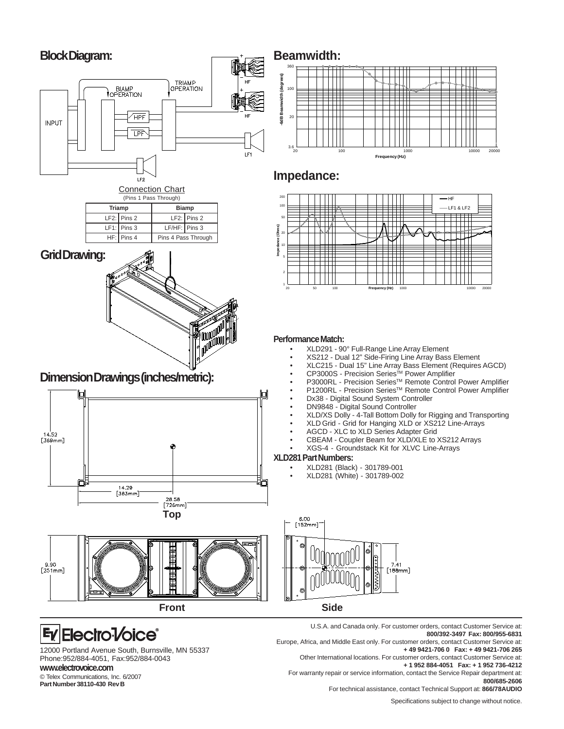## Block Diagram:

BIAMP OPERATION

TRIAMP OPERATION

INPUT

HPF

LPF

HF

HF

LF1

LF2

Connection Chart
(Pins 1 Pass Through)

| Triamp | | Biamp | |
|---|---|---|---|
| LF2: | Pins 2 | LF2: | Pins 2 |
| LF1: | Pins 3 | LF/HF: | Pins 3 |
| HF: | Pins 4 | Pins 4 Pass Through | |

## Grid Drawing:

## Dimension Drawings (inches/metric):

14.52 [369mm]

14.29 [363mm]

28.58 [726mm]

**Top**

9.90 [251mm]

**Front**

6.00 [152mm]

7.41 [188mm]

**Side**

## Beamwidth:

-6dB Beamwidth (degrees)

360

100

20

3.6

20 100 1000 10000 20000

Frequency (Hz)

## Impedance:

Impedance (Ohms)

200 100 50 20 10 5 2 1

20 50 100 Frequency (Hz) 1000 10000 20000

HF

LF1 & LF2

### Performance Match:

- XLD291 - 90° Full-Range Line Array Element
- XS212 - Dual 12" Side-Firing Line Array Bass Element
- XLC215 - Dual 15" Line Array Bass Element (Requires AGCD)
- CP3000S - Precision Series™ Power Amplifier
- P3000RL - Precision Series™ Remote Control Power Amplifier
- P1200RL - Precision Series™ Remote Control Power Amplifier
- Dx38 - Digital Sound System Controller
- DN9848 - Digital Sound Controller
- XLD/XS Dolly - 4-Tall Bottom Dolly for Rigging and Transporting
- XLD Grid - Grid for Hanging XLD or XS212 Line-Arrays
- AGCD - XLC to XLD Series Adapter Grid
- CBEAM - Coupler Beam for XLD/XLE to XS212 Arrays
- XGS-4 - Groundstack Kit for XLVC Line-Arrays

### XLD281 Part Numbers:

- XLD281 (Black) - 301789-001
- XLD281 (White) - 301789-002

Electro-Voice®

12000 Portland Avenue South, Burnsville, MN 55337
Phone:952/884-4051, Fax:952/884-0043
**www.electrovoice.com**
© Telex Communications, Inc. 6/2007
**Part Number 38110-430 Rev B**

U.S.A. and Canada only. For customer orders, contact Customer Service at:
**800/392-3497 Fax: 800/955-6831**
Europe, Africa, and Middle East only. For customer orders, contact Customer Service at:
**+ 49 9421-706 0 Fax: + 49 9421-706 265**
Other International locations. For customer orders, contact Customer Service at:
**+ 1 952 884-4051 Fax: + 1 952 736-4212**
For warranty repair or service information, contact the Service Repair department at:
**800/685-2606**
For technical assistance, contact Technical Support at: **866/78AUDIO**

Specifications subject to change without notice.